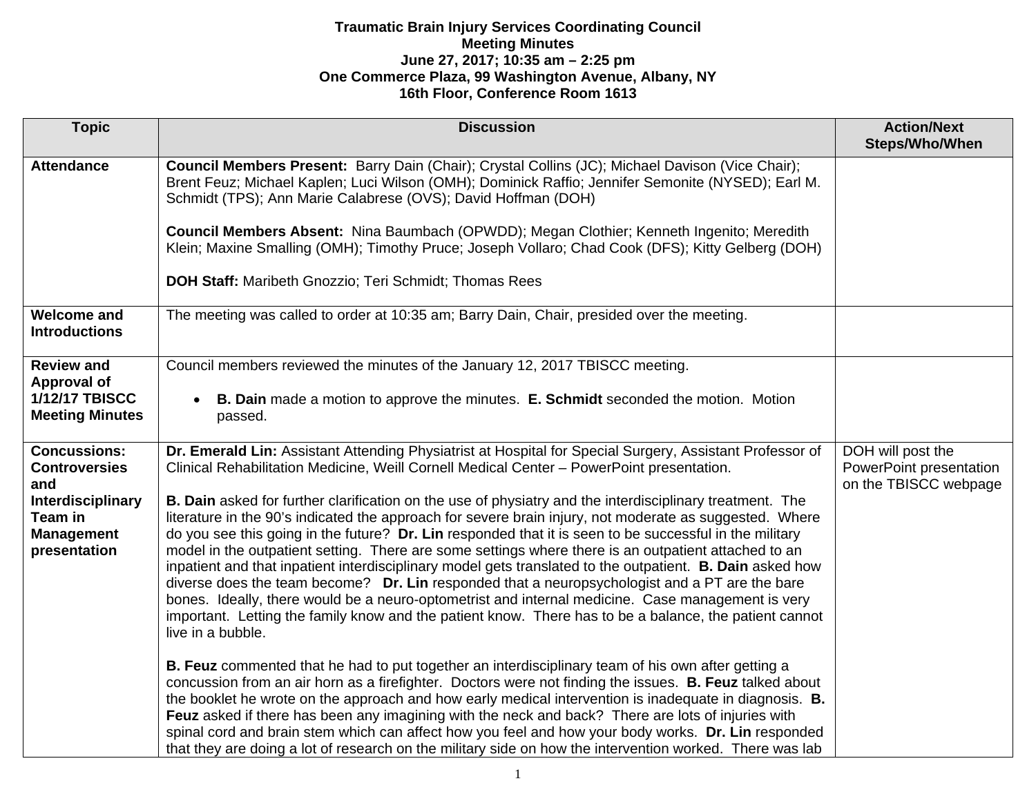**Traumatic Brain Injury Services Coordinating Council**
**Meeting Minutes**
**June 27, 2017; 10:35 am – 2:25 pm**
**One Commerce Plaza, 99 Washington Avenue, Albany, NY**
**16th Floor, Conference Room 1613**

| Topic | Discussion | Action/Next Steps/Who/When |
|---|---|---|
| **Attendance** | **Council Members Present:** Barry Dain (Chair); Crystal Collins (JC); Michael Davison (Vice Chair); Brent Feuz; Michael Kaplen; Luci Wilson (OMH); Dominick Raffio; Jennifer Semonite (NYSED); Earl M. Schmidt (TPS); Ann Marie Calabrese (OVS); David Hoffman (DOH)<br><br>**Council Members Absent:** Nina Baumbach (OPWDD); Megan Clothier; Kenneth Ingenito; Meredith Klein; Maxine Smalling (OMH); Timothy Pruce; Joseph Vollaro; Chad Cook (DFS); Kitty Gelberg (DOH)<br><br>**DOH Staff:** Maribeth Gnozzio; Teri Schmidt; Thomas Rees | |
| **Welcome and Introductions** | The meeting was called to order at 10:35 am; Barry Dain, Chair, presided over the meeting. | |
| **Review and Approval of 1/12/17 TBISCC Meeting Minutes** | Council members reviewed the minutes of the January 12, 2017 TBISCC meeting.<br><br>• **B. Dain** made a motion to approve the minutes. **E. Schmidt** seconded the motion. Motion passed. | |
| **Concussions: Controversies and Interdisciplinary Team in Management presentation** | **Dr. Emerald Lin:** Assistant Attending Physiatrist at Hospital for Special Surgery, Assistant Professor of Clinical Rehabilitation Medicine, Weill Cornell Medical Center – PowerPoint presentation.<br><br>**B. Dain** asked for further clarification on the use of physiatry and the interdisciplinary treatment. The literature in the 90's indicated the approach for severe brain injury, not moderate as suggested. Where do you see this going in the future? **Dr. Lin** responded that it is seen to be successful in the military model in the outpatient setting. There are some settings where there is an outpatient attached to an inpatient and that inpatient interdisciplinary model gets translated to the outpatient. **B. Dain** asked how diverse does the team become? **Dr. Lin** responded that a neuropsychologist and a PT are the bare bones. Ideally, there would be a neuro-optometrist and internal medicine. Case management is very important. Letting the family know and the patient know. There has to be a balance, the patient cannot live in a bubble.<br><br>**B. Feuz** commented that he had to put together an interdisciplinary team of his own after getting a concussion from an air horn as a firefighter. Doctors were not finding the issues. **B. Feuz** talked about the booklet he wrote on the approach and how early medical intervention is inadequate in diagnosis. **B. Feuz** asked if there has been any imagining with the neck and back? There are lots of injuries with spinal cord and brain stem which can affect how you feel and how your body works. **Dr. Lin** responded that they are doing a lot of research on the military side on how the intervention worked. There was lab | DOH will post the PowerPoint presentation on the TBISCC webpage |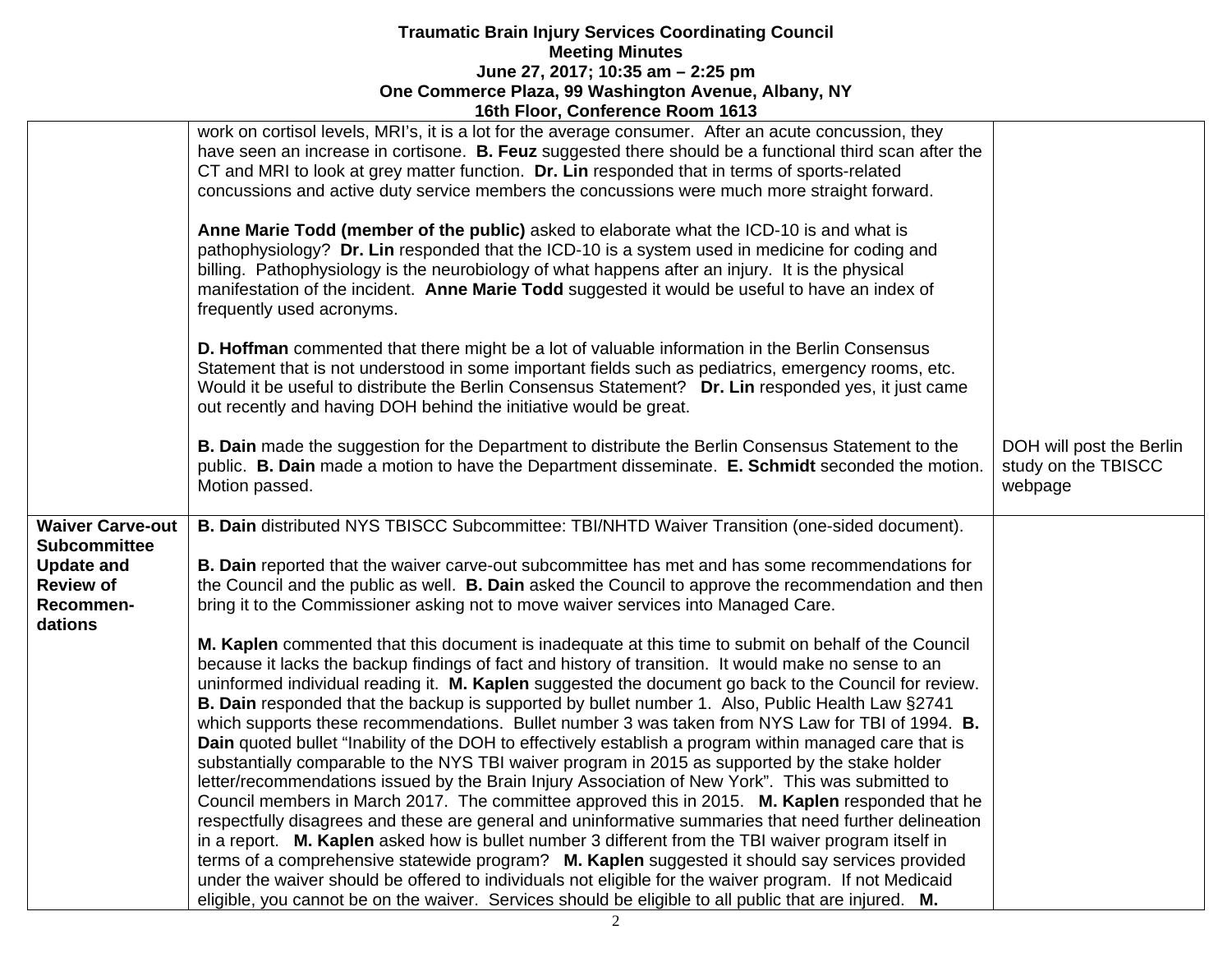**Traumatic Brain Injury Services Coordinating Council**
**Meeting Minutes**
**June 27, 2017; 10:35 am – 2:25 pm**
**One Commerce Plaza, 99 Washington Avenue, Albany, NY**
**16th Floor, Conference Room 1613**

| | | |
|---|---|---|
| | work on cortisol levels, MRI's, it is a lot for the average consumer. After an acute concussion, they have seen an increase in cortisone. **B. Feuz** suggested there should be a functional third scan after the CT and MRI to look at grey matter function. **Dr. Lin** responded that in terms of sports-related concussions and active duty service members the concussions were much more straight forward.<br><br>**Anne Marie Todd (member of the public)** asked to elaborate what the ICD-10 is and what is pathophysiology? **Dr. Lin** responded that the ICD-10 is a system used in medicine for coding and billing. Pathophysiology is the neurobiology of what happens after an injury. It is the physical manifestation of the incident. **Anne Marie Todd** suggested it would be useful to have an index of frequently used acronyms.<br><br>**D. Hoffman** commented that there might be a lot of valuable information in the Berlin Consensus Statement that is not understood in some important fields such as pediatrics, emergency rooms, etc. Would it be useful to distribute the Berlin Consensus Statement? **Dr. Lin** responded yes, it just came out recently and having DOH behind the initiative would be great.<br><br>**B. Dain** made the suggestion for the Department to distribute the Berlin Consensus Statement to the public. **B. Dain** made a motion to have the Department disseminate. **E. Schmidt** seconded the motion. Motion passed. | DOH will post the Berlin study on the TBISCC webpage |
| **Waiver Carve-out Subcommittee Update and Review of Recommen-dations** | **B. Dain** distributed NYS TBISCC Subcommittee: TBI/NHTD Waiver Transition (one-sided document).<br><br>**B. Dain** reported that the waiver carve-out subcommittee has met and has some recommendations for the Council and the public as well. **B. Dain** asked the Council to approve the recommendation and then bring it to the Commissioner asking not to move waiver services into Managed Care.<br><br>**M. Kaplen** commented that this document is inadequate at this time to submit on behalf of the Council because it lacks the backup findings of fact and history of transition. It would make no sense to an uninformed individual reading it. **M. Kaplen** suggested the document go back to the Council for review. **B. Dain** responded that the backup is supported by bullet number 1. Also, Public Health Law §2741 which supports these recommendations. Bullet number 3 was taken from NYS Law for TBI of 1994. **B. Dain** quoted bullet "Inability of the DOH to effectively establish a program within managed care that is substantially comparable to the NYS TBI waiver program in 2015 as supported by the stake holder letter/recommendations issued by the Brain Injury Association of New York". This was submitted to Council members in March 2017. The committee approved this in 2015. **M. Kaplen** responded that he respectfully disagrees and these are general and uninformative summaries that need further delineation in a report. **M. Kaplen** asked how is bullet number 3 different from the TBI waiver program itself in terms of a comprehensive statewide program? **M. Kaplen** suggested it should say services provided under the waiver should be offered to individuals not eligible for the waiver program. If not Medicaid eligible, you cannot be on the waiver. Services should be eligible to all public that are injured. **M.** | |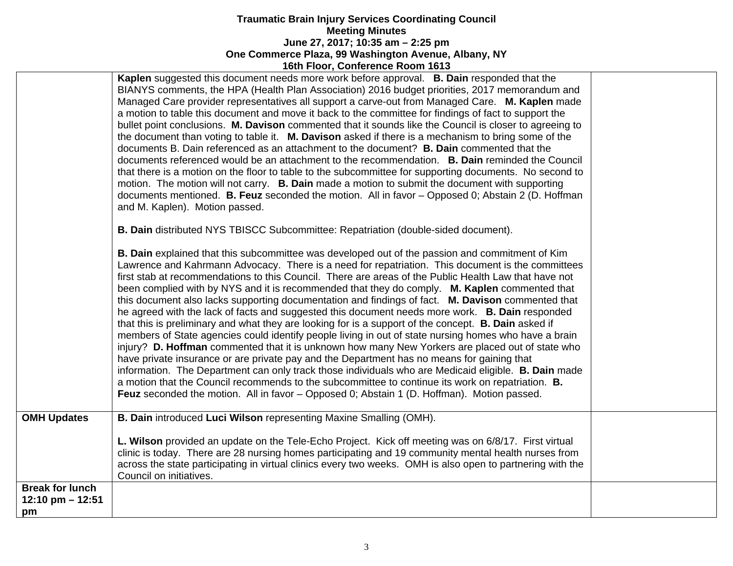**Traumatic Brain Injury Services Coordinating Council**
**Meeting Minutes**
**June 27, 2017; 10:35 am – 2:25 pm**
**One Commerce Plaza, 99 Washington Avenue, Albany, NY**
**16th Floor, Conference Room 1613**

| | | |
|---|---|---|
| | **Kaplen** suggested this document needs more work before approval. **B. Dain** responded that the BIANYS comments, the HPA (Health Plan Association) 2016 budget priorities, 2017 memorandum and Managed Care provider representatives all support a carve-out from Managed Care. **M. Kaplen** made a motion to table this document and move it back to the committee for findings of fact to support the bullet point conclusions. **M. Davison** commented that it sounds like the Council is closer to agreeing to the document than voting to table it. **M. Davison** asked if there is a mechanism to bring some of the documents B. Dain referenced as an attachment to the document? **B. Dain** commented that the documents referenced would be an attachment to the recommendation. **B. Dain** reminded the Council that there is a motion on the floor to table to the subcommittee for supporting documents. No second to motion. The motion will not carry. **B. Dain** made a motion to submit the document with supporting documents mentioned. **B. Feuz** seconded the motion. All in favor – Opposed 0; Abstain 2 (D. Hoffman and M. Kaplen). Motion passed.<br><br>**B. Dain** distributed NYS TBISCC Subcommittee: Repatriation (double-sided document).<br><br>**B. Dain** explained that this subcommittee was developed out of the passion and commitment of Kim Lawrence and Kahrmann Advocacy. There is a need for repatriation. This document is the committees first stab at recommendations to this Council. There are areas of the Public Health Law that have not been complied with by NYS and it is recommended that they do comply. **M. Kaplen** commented that this document also lacks supporting documentation and findings of fact. **M. Davison** commented that he agreed with the lack of facts and suggested this document needs more work. **B. Dain** responded that this is preliminary and what they are looking for is a support of the concept. **B. Dain** asked if members of State agencies could identify people living in out of state nursing homes who have a brain injury? **D. Hoffman** commented that it is unknown how many New Yorkers are placed out of state who have private insurance or are private pay and the Department has no means for gaining that information. The Department can only track those individuals who are Medicaid eligible. **B. Dain** made a motion that the Council recommends to the subcommittee to continue its work on repatriation. **B. Feuz** seconded the motion. All in favor – Opposed 0; Abstain 1 (D. Hoffman). Motion passed. | |
| **OMH Updates** | **B. Dain** introduced **Luci Wilson** representing Maxine Smalling (OMH).<br><br>**L. Wilson** provided an update on the Tele-Echo Project. Kick off meeting was on 6/8/17. First virtual clinic is today. There are 28 nursing homes participating and 19 community mental health nurses from across the state participating in virtual clinics every two weeks. OMH is also open to partnering with the Council on initiatives. | |
| **Break for lunch 12:10 pm – 12:51 pm** | | |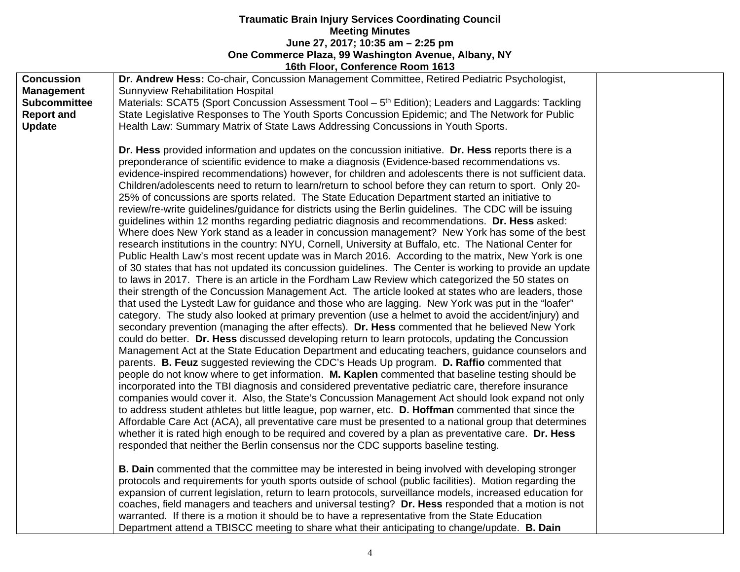**Traumatic Brain Injury Services Coordinating Council**
**Meeting Minutes**
**June 27, 2017; 10:35 am – 2:25 pm**
**One Commerce Plaza, 99 Washington Avenue, Albany, NY**
**16th Floor, Conference Room 1613**

| | | |
|---|---|---|
| **Concussion Management Subcommittee Report and Update** | **Dr. Andrew Hess:** Co-chair, Concussion Management Committee, Retired Pediatric Psychologist, Sunnyview Rehabilitation Hospital<br>Materials: SCAT5 (Sport Concussion Assessment Tool – 5th Edition); Leaders and Laggards: Tackling State Legislative Responses to The Youth Sports Concussion Epidemic; and The Network for Public Health Law: Summary Matrix of State Laws Addressing Concussions in Youth Sports.<br><br>**Dr. Hess** provided information and updates on the concussion initiative. **Dr. Hess** reports there is a preponderance of scientific evidence to make a diagnosis (Evidence-based recommendations vs. evidence-inspired recommendations) however, for children and adolescents there is not sufficient data. Children/adolescents need to return to learn/return to school before they can return to sport. Only 20-25% of concussions are sports related. The State Education Department started an initiative to review/re-write guidelines/guidance for districts using the Berlin guidelines. The CDC will be issuing guidelines within 12 months regarding pediatric diagnosis and recommendations. **Dr. Hess** asked: Where does New York stand as a leader in concussion management? New York has some of the best research institutions in the country: NYU, Cornell, University at Buffalo, etc. The National Center for Public Health Law's most recent update was in March 2016. According to the matrix, New York is one of 30 states that has not updated its concussion guidelines. The Center is working to provide an update to laws in 2017. There is an article in the Fordham Law Review which categorized the 50 states on their strength of the Concussion Management Act. The article looked at states who are leaders, those that used the Lystedt Law for guidance and those who are lagging. New York was put in the "loafer" category. The study also looked at primary prevention (use a helmet to avoid the accident/injury) and secondary prevention (managing the after effects). **Dr. Hess** commented that he believed New York could do better. **Dr. Hess** discussed developing return to learn protocols, updating the Concussion Management Act at the State Education Department and educating teachers, guidance counselors and parents. **B. Feuz** suggested reviewing the CDC's Heads Up program. **D. Raffio** commented that people do not know where to get information. **M. Kaplen** commented that baseline testing should be incorporated into the TBI diagnosis and considered preventative pediatric care, therefore insurance companies would cover it. Also, the State's Concussion Management Act should look expand not only to address student athletes but little league, pop warner, etc. **D. Hoffman** commented that since the Affordable Care Act (ACA), all preventative care must be presented to a national group that determines whether it is rated high enough to be required and covered by a plan as preventative care. **Dr. Hess** responded that neither the Berlin consensus nor the CDC supports baseline testing.<br><br>**B. Dain** commented that the committee may be interested in being involved with developing stronger protocols and requirements for youth sports outside of school (public facilities). Motion regarding the expansion of current legislation, return to learn protocols, surveillance models, increased education for coaches, field managers and teachers and universal testing? **Dr. Hess** responded that a motion is not warranted. If there is a motion it should be to have a representative from the State Education Department attend a TBISCC meeting to share what their anticipating to change/update. **B. Dain** | |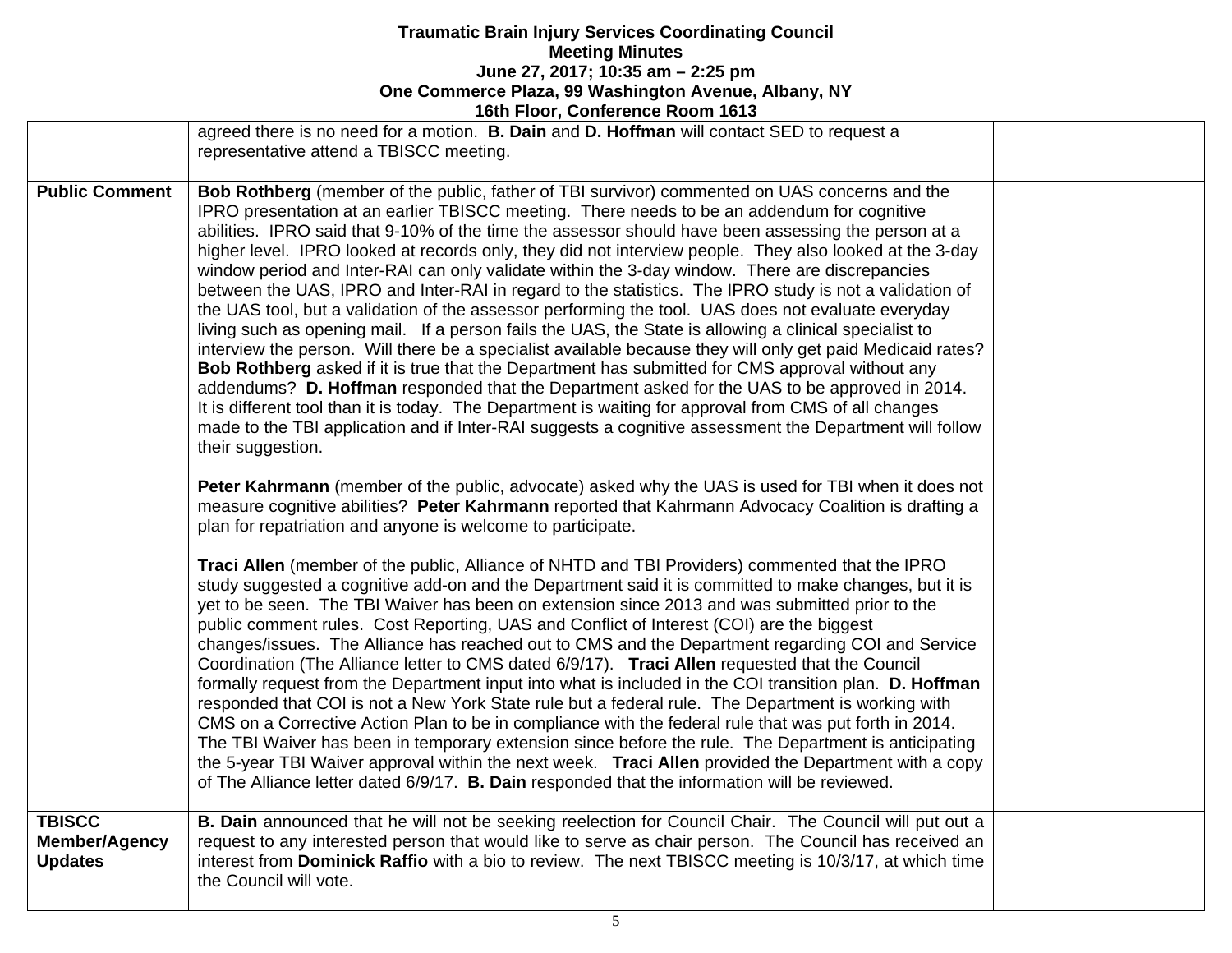# Traumatic Brain Injury Services Coordinating Council
## Meeting Minutes
### June 27, 2017; 10:35 am – 2:25 pm
### One Commerce Plaza, 99 Washington Avenue, Albany, NY
### 16th Floor, Conference Room 1613

| | | |
|---|---|---|
| | agreed there is no need for a motion. **B. Dain** and **D. Hoffman** will contact SED to request a representative attend a TBISCC meeting. | |
| **Public Comment** | **Bob Rothberg** (member of the public, father of TBI survivor) commented on UAS concerns and the IPRO presentation at an earlier TBISCC meeting. There needs to be an addendum for cognitive abilities. IPRO said that 9-10% of the time the assessor should have been assessing the person at a higher level. IPRO looked at records only, they did not interview people. They also looked at the 3-day window period and Inter-RAI can only validate within the 3-day window. There are discrepancies between the UAS, IPRO and Inter-RAI in regard to the statistics. The IPRO study is not a validation of the UAS tool, but a validation of the assessor performing the tool. UAS does not evaluate everyday living such as opening mail. If a person fails the UAS, the State is allowing a clinical specialist to interview the person. Will there be a specialist available because they will only get paid Medicaid rates? **Bob Rothberg** asked if it is true that the Department has submitted for CMS approval without any addendums? **D. Hoffman** responded that the Department asked for the UAS to be approved in 2014. It is different tool than it is today. The Department is waiting for approval from CMS of all changes made to the TBI application and if Inter-RAI suggests a cognitive assessment the Department will follow their suggestion.<br><br>**Peter Kahrmann** (member of the public, advocate) asked why the UAS is used for TBI when it does not measure cognitive abilities? **Peter Kahrmann** reported that Kahrmann Advocacy Coalition is drafting a plan for repatriation and anyone is welcome to participate.<br><br>**Traci Allen** (member of the public, Alliance of NHTD and TBI Providers) commented that the IPRO study suggested a cognitive add-on and the Department said it is committed to make changes, but it is yet to be seen. The TBI Waiver has been on extension since 2013 and was submitted prior to the public comment rules. Cost Reporting, UAS and Conflict of Interest (COI) are the biggest changes/issues. The Alliance has reached out to CMS and the Department regarding COI and Service Coordination (The Alliance letter to CMS dated 6/9/17). **Traci Allen** requested that the Council formally request from the Department input into what is included in the COI transition plan. **D. Hoffman** responded that COI is not a New York State rule but a federal rule. The Department is working with CMS on a Corrective Action Plan to be in compliance with the federal rule that was put forth in 2014. The TBI Waiver has been in temporary extension since before the rule. The Department is anticipating the 5-year TBI Waiver approval within the next week. **Traci Allen** provided the Department with a copy of The Alliance letter dated 6/9/17. **B. Dain** responded that the information will be reviewed. | |
| **TBISCC Member/Agency Updates** | **B. Dain** announced that he will not be seeking reelection for Council Chair. The Council will put out a request to any interested person that would like to serve as chair person. The Council has received an interest from **Dominick Raffio** with a bio to review. The next TBISCC meeting is 10/3/17, at which time the Council will vote. | |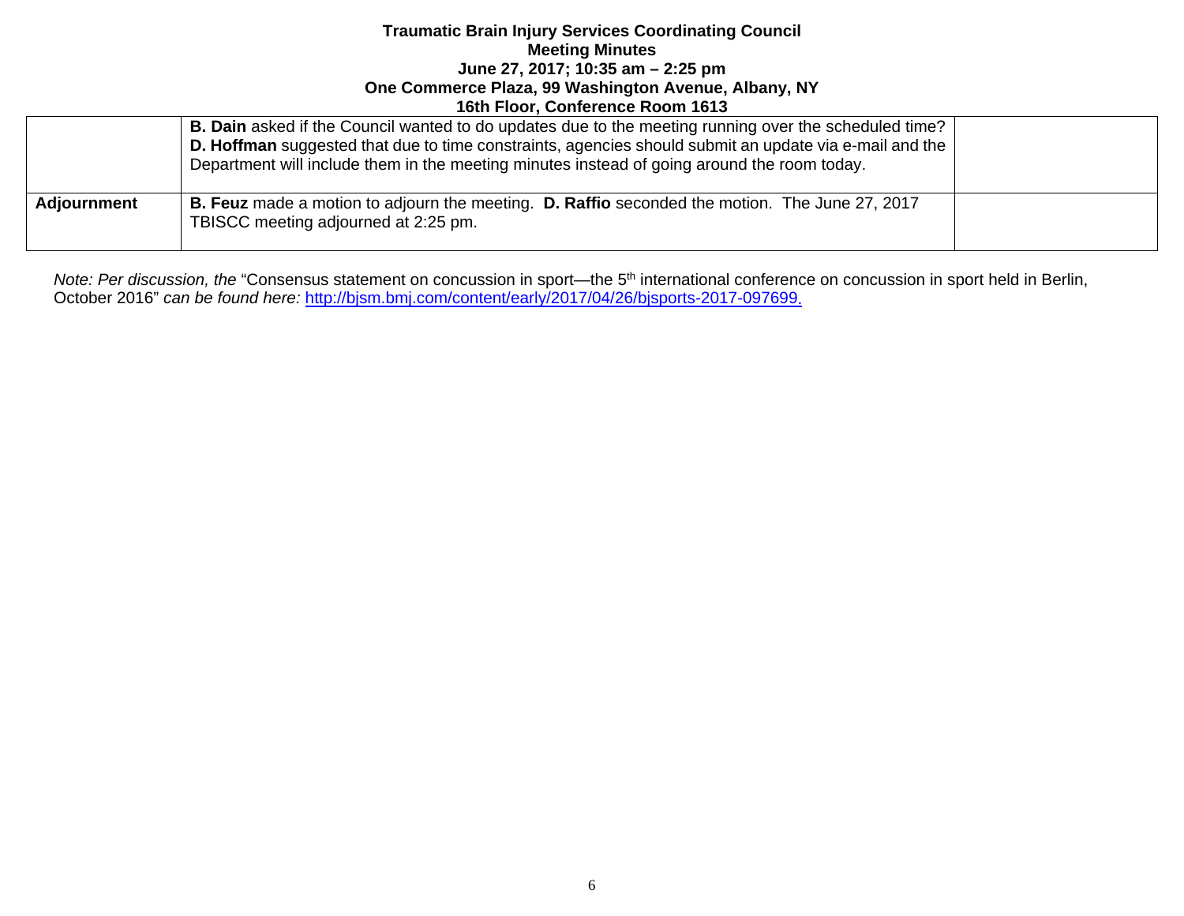| | | |
|---|---|---|
| | **B. Dain** asked if the Council wanted to do updates due to the meeting running over the scheduled time? **D. Hoffman** suggested that due to time constraints, agencies should submit an update via e-mail and the Department will include them in the meeting minutes instead of going around the room today. | |
| **Adjournment** | **B. Feuz** made a motion to adjourn the meeting. **D. Raffio** seconded the motion. The June 27, 2017 TBISCC meeting adjourned at 2:25 pm. | |

*Note: Per discussion, the* "Consensus statement on concussion in sport—the 5th international conference on concussion in sport held in Berlin, October 2016" *can be found here:* http://bjsm.bmj.com/content/early/2017/04/26/bjsports-2017-097699.